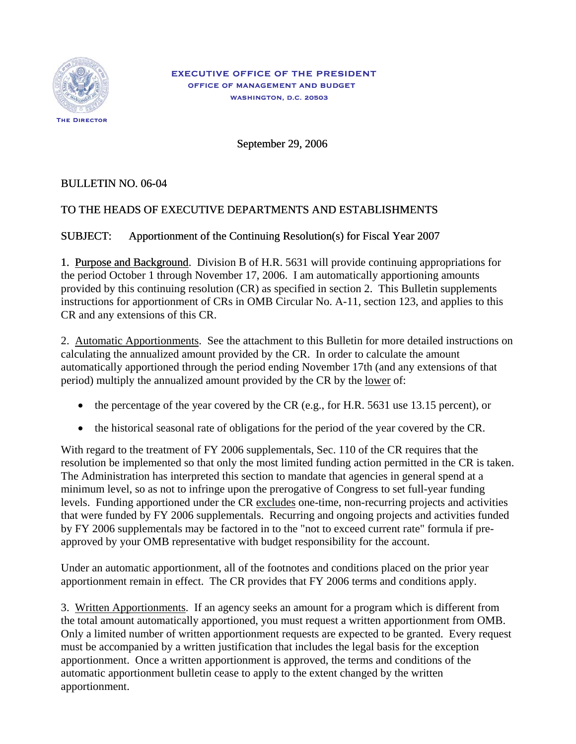EXECUTIVE OFFICE OF THE PRESIDENT
OFFICE OF MANAGEMENT AND BUDGET
WASHINGTON, D.C. 20503

THE DIRECTOR

September 29, 2006

BULLETIN NO. 06-04

TO THE HEADS OF EXECUTIVE DEPARTMENTS AND ESTABLISHMENTS

SUBJECT: Apportionment of the Continuing Resolution(s) for Fiscal Year 2007

1. Purpose and Background. Division B of H.R. 5631 will provide continuing appropriations for the period October 1 through November 17, 2006. I am automatically apportioning amounts provided by this continuing resolution (CR) as specified in section 2. This Bulletin supplements instructions for apportionment of CRs in OMB Circular No. A-11, section 123, and applies to this CR and any extensions of this CR.

2. Automatic Apportionments. See the attachment to this Bulletin for more detailed instructions on calculating the annualized amount provided by the CR. In order to calculate the amount automatically apportioned through the period ending November 17th (and any extensions of that period) multiply the annualized amount provided by the CR by the lower of:

- the percentage of the year covered by the CR (e.g., for H.R. 5631 use 13.15 percent), or
- the historical seasonal rate of obligations for the period of the year covered by the CR.

With regard to the treatment of FY 2006 supplementals, Sec. 110 of the CR requires that the resolution be implemented so that only the most limited funding action permitted in the CR is taken. The Administration has interpreted this section to mandate that agencies in general spend at a minimum level, so as not to infringe upon the prerogative of Congress to set full-year funding levels. Funding apportioned under the CR excludes one-time, non-recurring projects and activities that were funded by FY 2006 supplementals. Recurring and ongoing projects and activities funded by FY 2006 supplementals may be factored in to the "not to exceed current rate" formula if pre-approved by your OMB representative with budget responsibility for the account.

Under an automatic apportionment, all of the footnotes and conditions placed on the prior year apportionment remain in effect. The CR provides that FY 2006 terms and conditions apply.

3. Written Apportionments. If an agency seeks an amount for a program which is different from the total amount automatically apportioned, you must request a written apportionment from OMB. Only a limited number of written apportionment requests are expected to be granted. Every request must be accompanied by a written justification that includes the legal basis for the exception apportionment. Once a written apportionment is approved, the terms and conditions of the automatic apportionment bulletin cease to apply to the extent changed by the written apportionment.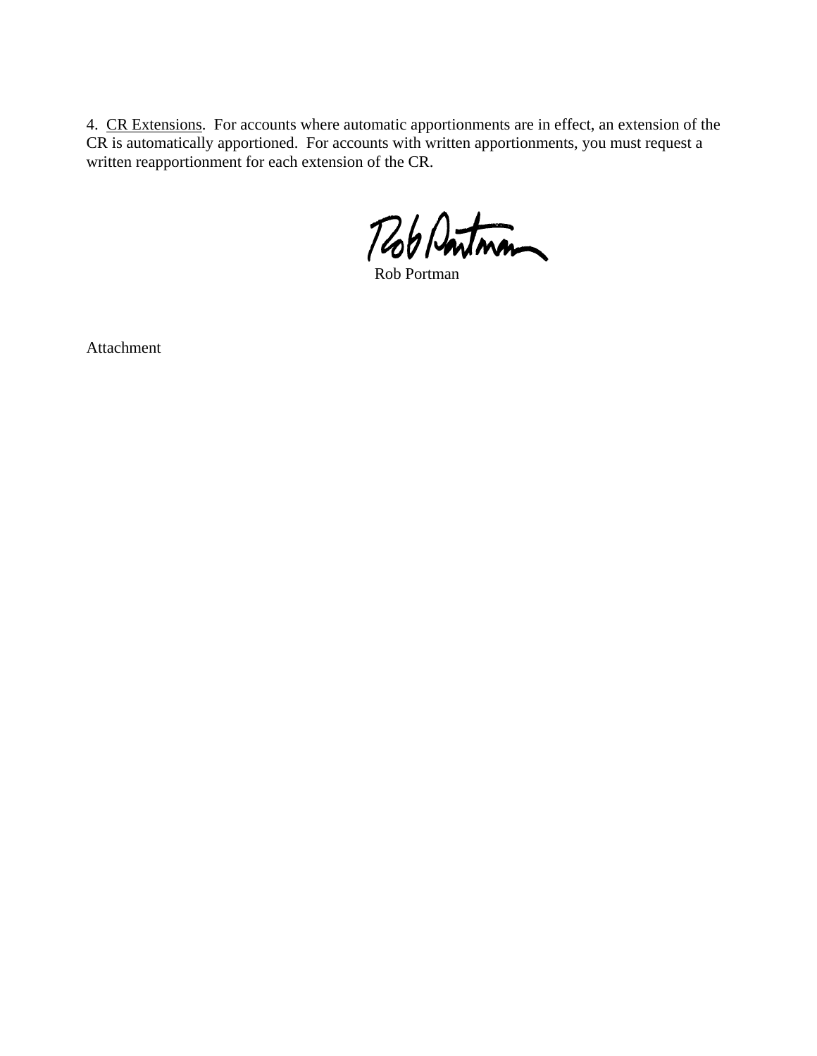4. <u>CR Extensions</u>. For accounts where automatic apportionments are in effect, an extension of the CR is automatically apportioned. For accounts with written apportionments, you must request a written reapportionment for each extension of the CR.

Rob Portman

Attachment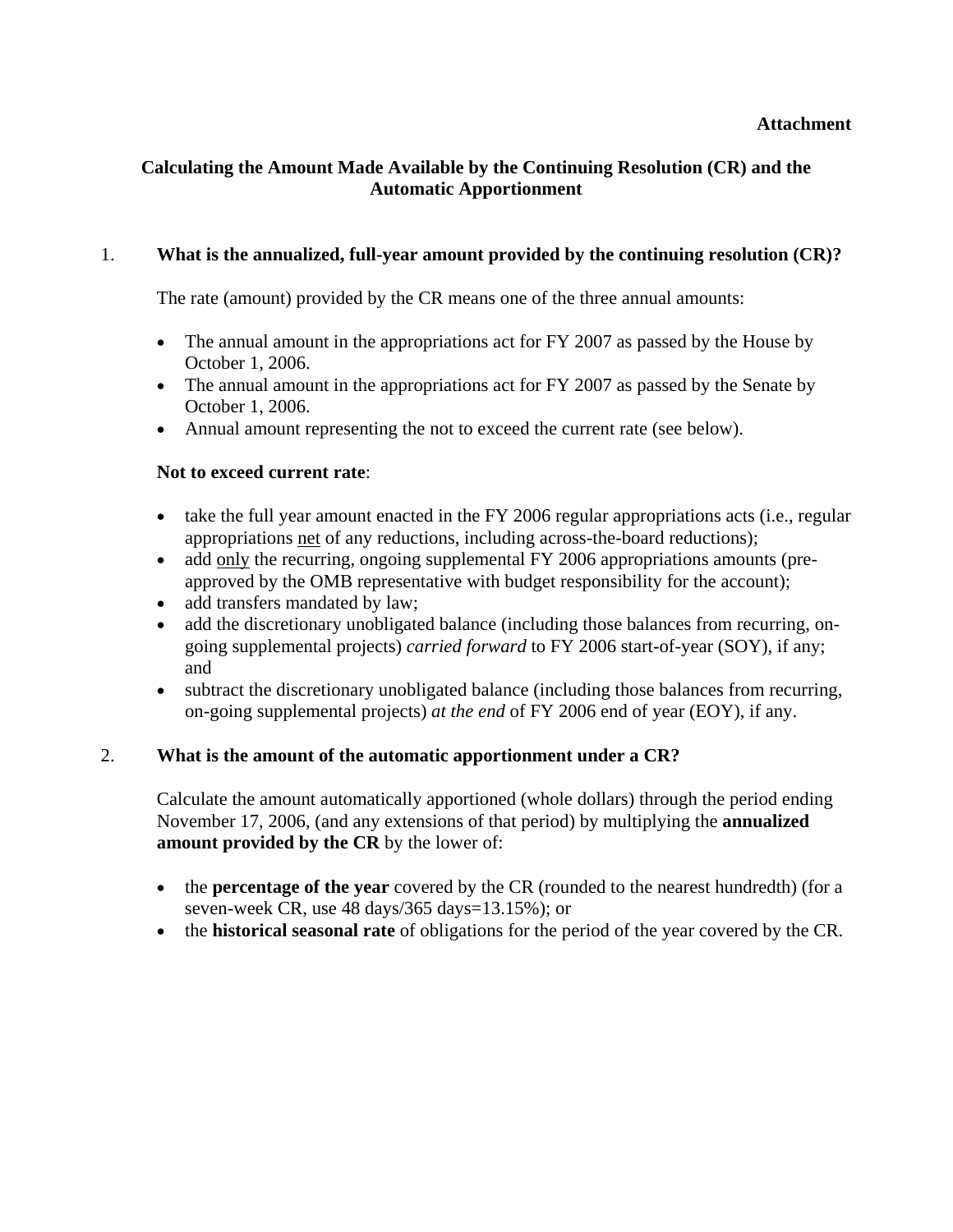**Attachment**

## Calculating the Amount Made Available by the Continuing Resolution (CR) and the Automatic Apportionment

1. **What is the annualized, full-year amount provided by the continuing resolution (CR)?**

   The rate (amount) provided by the CR means one of the three annual amounts:

   - The annual amount in the appropriations act for FY 2007 as passed by the House by October 1, 2006.
   - The annual amount in the appropriations act for FY 2007 as passed by the Senate by October 1, 2006.
   - Annual amount representing the not to exceed the current rate (see below).

   **Not to exceed current rate**:

   - take the full year amount enacted in the FY 2006 regular appropriations acts (i.e., regular appropriations net of any reductions, including across-the-board reductions);
   - add only the recurring, ongoing supplemental FY 2006 appropriations amounts (pre-approved by the OMB representative with budget responsibility for the account);
   - add transfers mandated by law;
   - add the discretionary unobligated balance (including those balances from recurring, on-going supplemental projects) *carried forward* to FY 2006 start-of-year (SOY), if any; and
   - subtract the discretionary unobligated balance (including those balances from recurring, on-going supplemental projects) *at the end* of FY 2006 end of year (EOY), if any.

2. **What is the amount of the automatic apportionment under a CR?**

   Calculate the amount automatically apportioned (whole dollars) through the period ending November 17, 2006, (and any extensions of that period) by multiplying the **annualized amount provided by the CR** by the lower of:

   - the **percentage of the year** covered by the CR (rounded to the nearest hundredth) (for a seven-week CR, use 48 days/365 days=13.15%); or
   - the **historical seasonal rate** of obligations for the period of the year covered by the CR.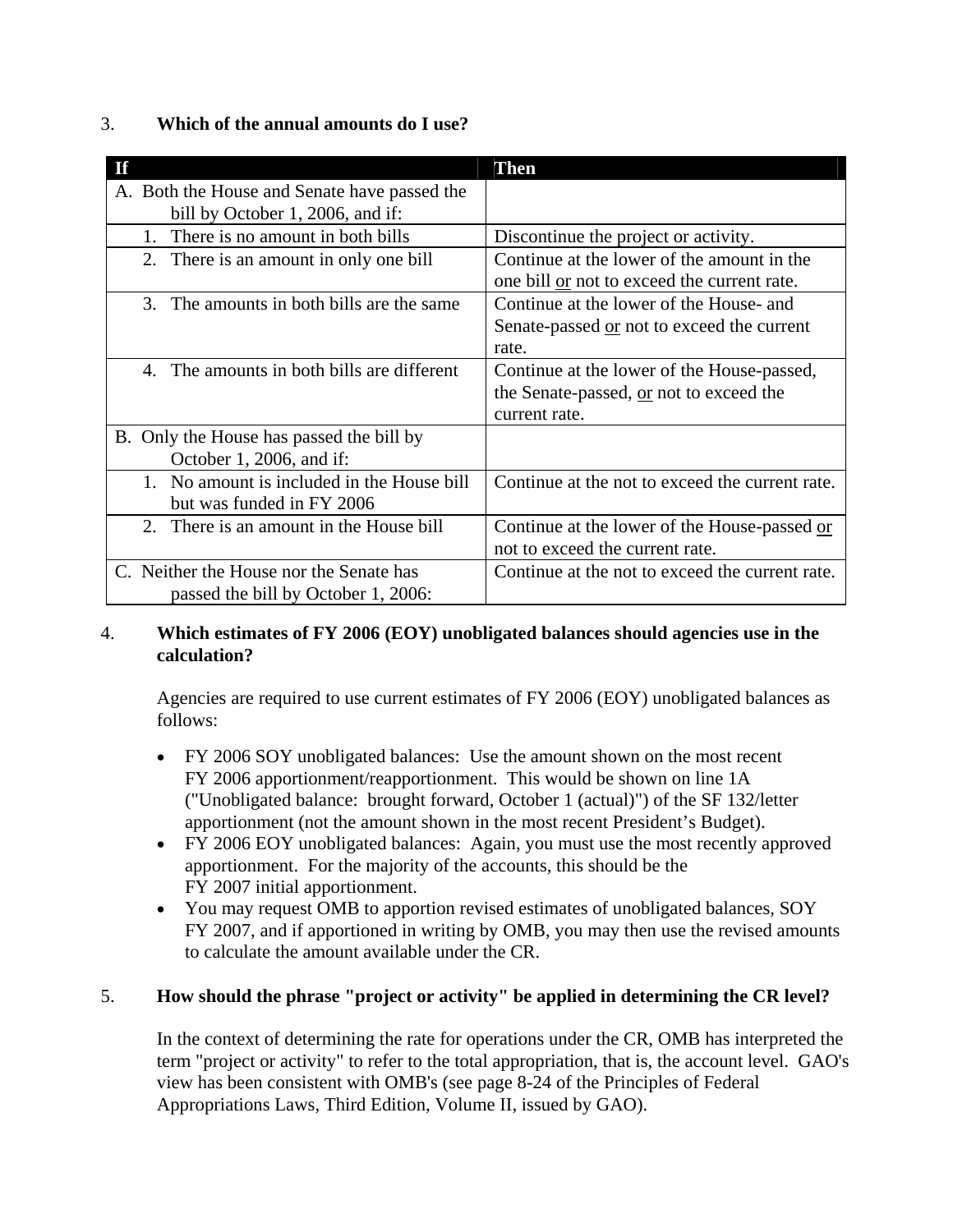3. **Which of the annual amounts do I use?**

| If | Then |
|---|---|
| A. Both the House and Senate have passed the bill by October 1, 2006, and if: | |
| 1. There is no amount in both bills | Discontinue the project or activity. |
| 2. There is an amount in only one bill | Continue at the lower of the amount in the one bill <u>or</u> not to exceed the current rate. |
| 3. The amounts in both bills are the same | Continue at the lower of the House- and Senate-passed <u>or</u> not to exceed the current rate. |
| 4. The amounts in both bills are different | Continue at the lower of the House-passed, the Senate-passed, <u>or</u> not to exceed the current rate. |
| B. Only the House has passed the bill by October 1, 2006, and if: | |
| 1. No amount is included in the House bill but was funded in FY 2006 | Continue at the not to exceed the current rate. |
| 2. There is an amount in the House bill | Continue at the lower of the House-passed <u>or</u> not to exceed the current rate. |
| C. Neither the House nor the Senate has passed the bill by October 1, 2006: | Continue at the not to exceed the current rate. |

4. **Which estimates of FY 2006 (EOY) unobligated balances should agencies use in the calculation?**

Agencies are required to use current estimates of FY 2006 (EOY) unobligated balances as follows:

- FY 2006 SOY unobligated balances: Use the amount shown on the most recent FY 2006 apportionment/reapportionment. This would be shown on line 1A ("Unobligated balance: brought forward, October 1 (actual)") of the SF 132/letter apportionment (not the amount shown in the most recent President's Budget).
- FY 2006 EOY unobligated balances: Again, you must use the most recently approved apportionment. For the majority of the accounts, this should be the FY 2007 initial apportionment.
- You may request OMB to apportion revised estimates of unobligated balances, SOY FY 2007, and if apportioned in writing by OMB, you may then use the revised amounts to calculate the amount available under the CR.

5. **How should the phrase "project or activity" be applied in determining the CR level?**

In the context of determining the rate for operations under the CR, OMB has interpreted the term "project or activity" to refer to the total appropriation, that is, the account level. GAO's view has been consistent with OMB's (see page 8-24 of the Principles of Federal Appropriations Laws, Third Edition, Volume II, issued by GAO).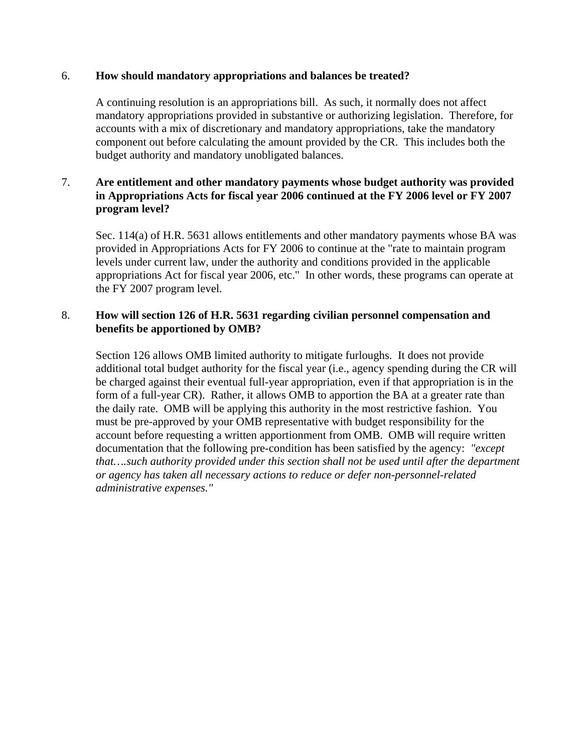6. **How should mandatory appropriations and balances be treated?**

   A continuing resolution is an appropriations bill. As such, it normally does not affect mandatory appropriations provided in substantive or authorizing legislation. Therefore, for accounts with a mix of discretionary and mandatory appropriations, take the mandatory component out before calculating the amount provided by the CR. This includes both the budget authority and mandatory unobligated balances.

7. **Are entitlement and other mandatory payments whose budget authority was provided in Appropriations Acts for fiscal year 2006 continued at the FY 2006 level or FY 2007 program level?**

   Sec. 114(a) of H.R. 5631 allows entitlements and other mandatory payments whose BA was provided in Appropriations Acts for FY 2006 to continue at the "rate to maintain program levels under current law, under the authority and conditions provided in the applicable appropriations Act for fiscal year 2006, etc." In other words, these programs can operate at the FY 2007 program level.

8. **How will section 126 of H.R. 5631 regarding civilian personnel compensation and benefits be apportioned by OMB?**

   Section 126 allows OMB limited authority to mitigate furloughs. It does not provide additional total budget authority for the fiscal year (i.e., agency spending during the CR will be charged against their eventual full-year appropriation, even if that appropriation is in the form of a full-year CR). Rather, it allows OMB to apportion the BA at a greater rate than the daily rate. OMB will be applying this authority in the most restrictive fashion. You must be pre-approved by your OMB representative with budget responsibility for the account before requesting a written apportionment from OMB. OMB will require written documentation that the following pre-condition has been satisfied by the agency: *"except that….such authority provided under this section shall not be used until after the department or agency has taken all necessary actions to reduce or defer non-personnel-related administrative expenses."*